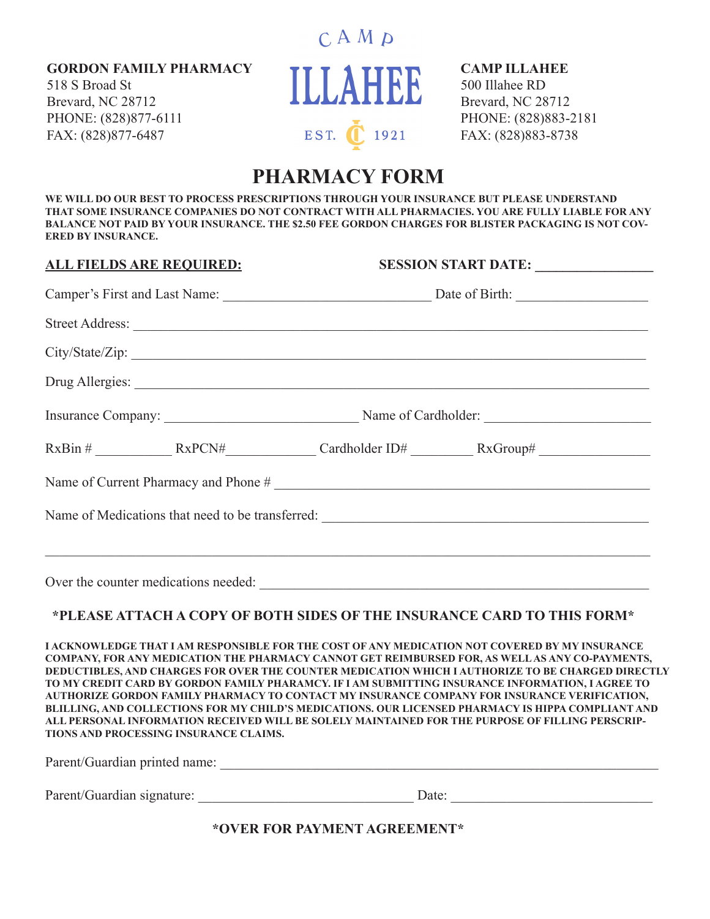**GORDON FAMILY PHARMACY**
518 S Broad St
Brevard, NC 28712
PHONE: (828)877-6111
FAX: (828)877-6487

CAMP
ILLAHEE
EST. 1921

**CAMP ILLAHEE**
500 Illahee RD
Brevard, NC 28712
PHONE: (828)883-2181
FAX: (828)883-8738

# PHARMACY FORM

**WE WILL DO OUR BEST TO PROCESS PRESCRIPTIONS THROUGH YOUR INSURANCE BUT PLEASE UNDERSTAND THAT SOME INSURANCE COMPANIES DO NOT CONTRACT WITH ALL PHARMACIES. YOU ARE FULLY LIABLE FOR ANY BALANCE NOT PAID BY YOUR INSURANCE. THE $2.50 FEE GORDON CHARGES FOR BLISTER PACKAGING IS NOT COVERED BY INSURANCE.**

**ALL FIELDS ARE REQUIRED:** **SESSION START DATE:** ________________

Camper's First and Last Name: ______________________________ Date of Birth: ___________________

Street Address: ___________________________________________________________________________

City/State/Zip: ___________________________________________________________________________

Drug Allergies: ___________________________________________________________________________

Insurance Company: ____________________________ Name of Cardholder: ________________________

RxBin # ___________ RxPCN# ____________ Cardholder ID# _________ RxGroup# ________________

Name of Current Pharmacy and Phone # ______________________________________________________

Name of Medications that need to be transferred: __________________________________________

___________________________________________________________________________________________

Over the counter medications needed: ______________________________________________________

**\*PLEASE ATTACH A COPY OF BOTH SIDES OF THE INSURANCE CARD TO THIS FORM\***

**I ACKNOWLEDGE THAT I AM RESPONSIBLE FOR THE COST OF ANY MEDICATION NOT COVERED BY MY INSURANCE COMPANY, FOR ANY MEDICATION THE PHARMACY CANNOT GET REIMBURSED FOR, AS WELL AS ANY CO-PAYMENTS, DEDUCTIBLES, AND CHARGES FOR OVER THE COUNTER MEDICATION WHICH I AUTHORIZE TO BE CHARGED DIRECTLY TO MY CREDIT CARD BY GORDON FAMILY PHARAMCY. IF I AM SUBMITTING INSURANCE INFORMATION, I AGREE TO AUTHORIZE GORDON FAMILY PHARMACY TO CONTACT MY INSURANCE COMPANY FOR INSURANCE VERIFICATION, BLILLING, AND COLLECTIONS FOR MY CHILD'S MEDICATIONS. OUR LICENSED PHARMACY IS HIPPA COMPLIANT AND ALL PERSONAL INFORMATION RECEIVED WILL BE SOLELY MAINTAINED FOR THE PURPOSE OF FILLING PERSCRIPTIONS AND PROCESSING INSURANCE CLAIMS.**

Parent/Guardian printed name: _____________________________________________________________

Parent/Guardian signature: ______________________________ Date: _____________________________

**\*OVER FOR PAYMENT AGREEMENT\***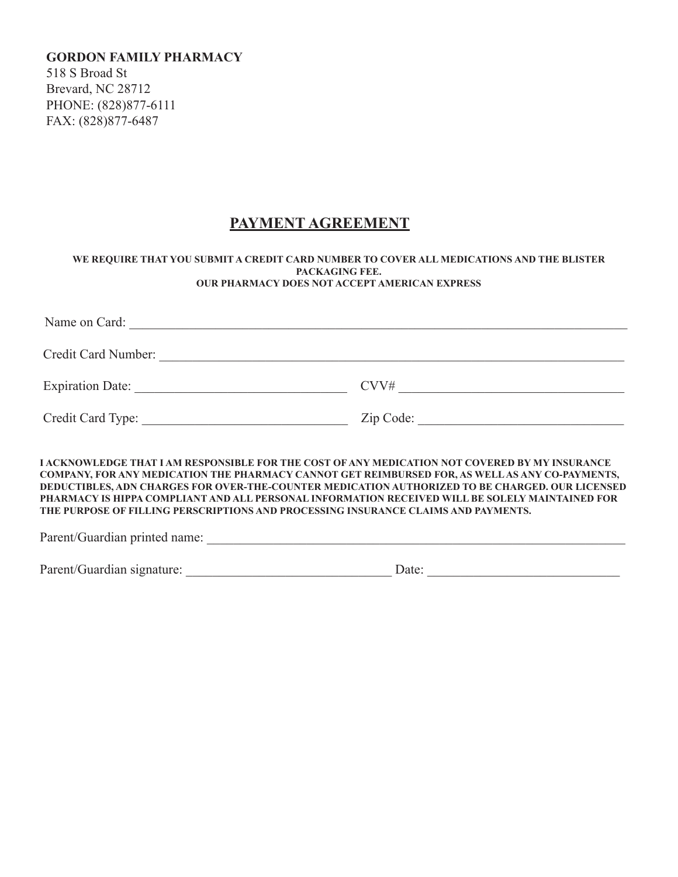**GORDON FAMILY PHARMACY**
518 S Broad St
Brevard, NC 28712
PHONE: (828)877-6111
FAX: (828)877-6487

## PAYMENT AGREEMENT

**WE REQUIRE THAT YOU SUBMIT A CREDIT CARD NUMBER TO COVER ALL MEDICATIONS AND THE BLISTER PACKAGING FEE.**
**OUR PHARMACY DOES NOT ACCEPT AMERICAN EXPRESS**

Name on Card: ______________________________________________________________________________

Credit Card Number: _________________________________________________________________________

Expiration Date: ________________________________ CVV# __________________________________

Credit Card Type: _______________________________ Zip Code: _______________________________

**I ACKNOWLEDGE THAT I AM RESPONSIBLE FOR THE COST OF ANY MEDICATION NOT COVERED BY MY INSURANCE COMPANY, FOR ANY MEDICATION THE PHARMACY CANNOT GET REIMBURSED FOR, AS WELL AS ANY CO-PAYMENTS, DEDUCTIBLES, ADN CHARGES FOR OVER-THE-COUNTER MEDICATION AUTHORIZED TO BE CHARGED. OUR LICENSED PHARMACY IS HIPPA COMPLIANT AND ALL PERSONAL INFORMATION RECEIVED WILL BE SOLELY MAINTAINED FOR THE PURPOSE OF FILLING PERSCRIPTIONS AND PROCESSING INSURANCE CLAIMS AND PAYMENTS.**

Parent/Guardian printed name: ___________________________________________________________________

Parent/Guardian signature: _______________________________ Date: _____________________________